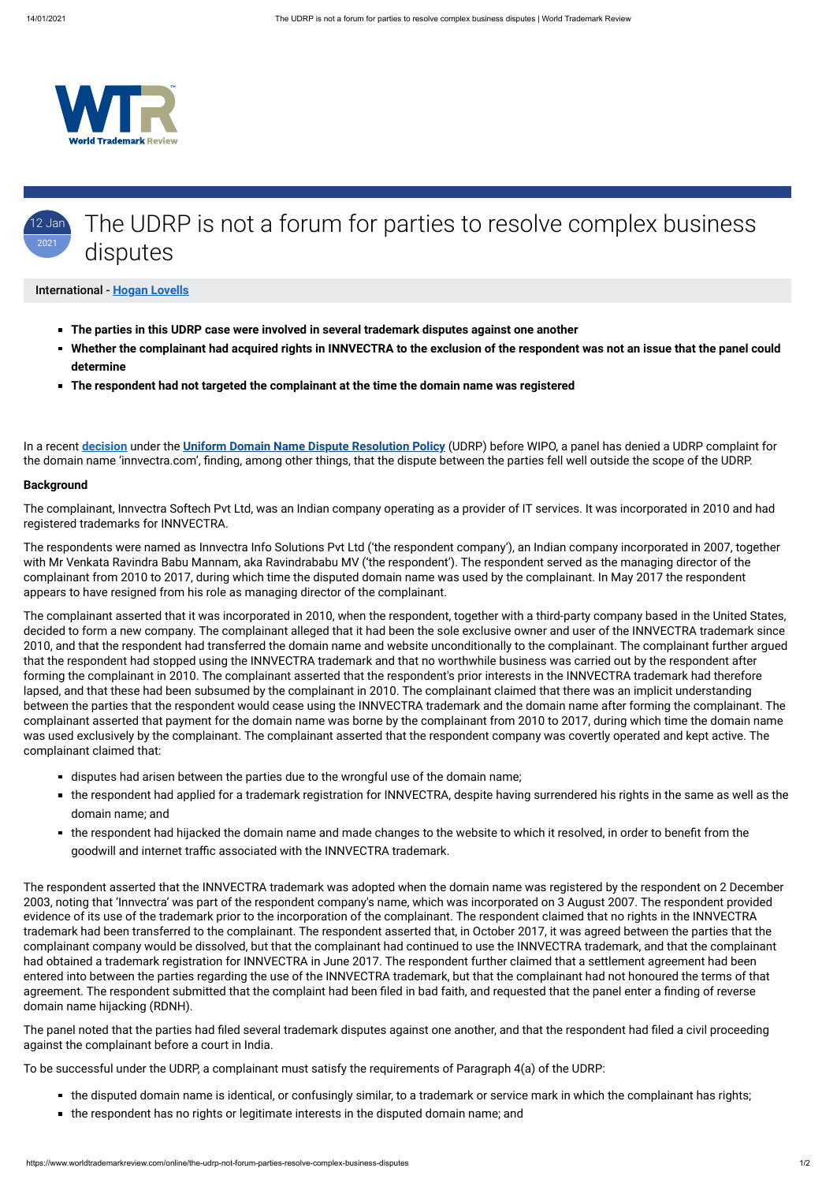# The UDRP is not a forum for parties to resolve complex business disputes

12 Jan 2021

**International - Hogan Lovells**

- **The parties in this UDRP case were involved in several trademark disputes against one another**
- **Whether the complainant had acquired rights in INNVECTRA to the exclusion of the respondent was not an issue that the panel could determine**
- **The respondent had not targeted the complainant at the time the domain name was registered**

In a recent **decision** under the **Uniform Domain Name Dispute Resolution Policy** (UDRP) before WIPO, a panel has denied a UDRP complaint for the domain name 'innvectra.com', finding, among other things, that the dispute between the parties fell well outside the scope of the UDRP.

### Background

The complainant, Innvectra Softech Pvt Ltd, was an Indian company operating as a provider of IT services. It was incorporated in 2010 and had registered trademarks for INNVECTRA.

The respondents were named as Innvectra Info Solutions Pvt Ltd ('the respondent company'), an Indian company incorporated in 2007, together with Mr Venkata Ravindra Babu Mannam, aka Ravindrababu MV ('the respondent'). The respondent served as the managing director of the complainant from 2010 to 2017, during which time the disputed domain name was used by the complainant. In May 2017 the respondent appears to have resigned from his role as managing director of the complainant.

The complainant asserted that it was incorporated in 2010, when the respondent, together with a third-party company based in the United States, decided to form a new company. The complainant alleged that it had been the sole exclusive owner and user of the INNVECTRA trademark since 2010, and that the respondent had transferred the domain name and website unconditionally to the complainant. The complainant further argued that the respondent had stopped using the INNVECTRA trademark and that no worthwhile business was carried out by the respondent after forming the complainant in 2010. The complainant asserted that the respondent's prior interests in the INNVECTRA trademark had therefore lapsed, and that these had been subsumed by the complainant in 2010. The complainant claimed that there was an implicit understanding between the parties that the respondent would cease using the INNVECTRA trademark and the domain name after forming the complainant. The complainant asserted that payment for the domain name was borne by the complainant from 2010 to 2017, during which time the domain name was used exclusively by the complainant. The complainant asserted that the respondent company was covertly operated and kept active. The complainant claimed that:

- disputes had arisen between the parties due to the wrongful use of the domain name;
- the respondent had applied for a trademark registration for INNVECTRA, despite having surrendered his rights in the same as well as the domain name; and
- the respondent had hijacked the domain name and made changes to the website to which it resolved, in order to benefit from the goodwill and internet traffic associated with the INNVECTRA trademark.

The respondent asserted that the INNVECTRA trademark was adopted when the domain name was registered by the respondent on 2 December 2003, noting that 'Innvectra' was part of the respondent company's name, which was incorporated on 3 August 2007. The respondent provided evidence of its use of the trademark prior to the incorporation of the complainant. The respondent claimed that no rights in the INNVECTRA trademark had been transferred to the complainant. The respondent asserted that, in October 2017, it was agreed between the parties that the complainant company would be dissolved, but that the complainant had continued to use the INNVECTRA trademark, and that the complainant had obtained a trademark registration for INNVECTRA in June 2017. The respondent further claimed that a settlement agreement had been entered into between the parties regarding the use of the INNVECTRA trademark, but that the complainant had not honoured the terms of that agreement. The respondent submitted that the complaint had been filed in bad faith, and requested that the panel enter a finding of reverse domain name hijacking (RDNH).

The panel noted that the parties had filed several trademark disputes against one another, and that the respondent had filed a civil proceeding against the complainant before a court in India.

To be successful under the UDRP, a complainant must satisfy the requirements of Paragraph 4(a) of the UDRP:

- the disputed domain name is identical, or confusingly similar, to a trademark or service mark in which the complainant has rights;
- the respondent has no rights or legitimate interests in the disputed domain name; and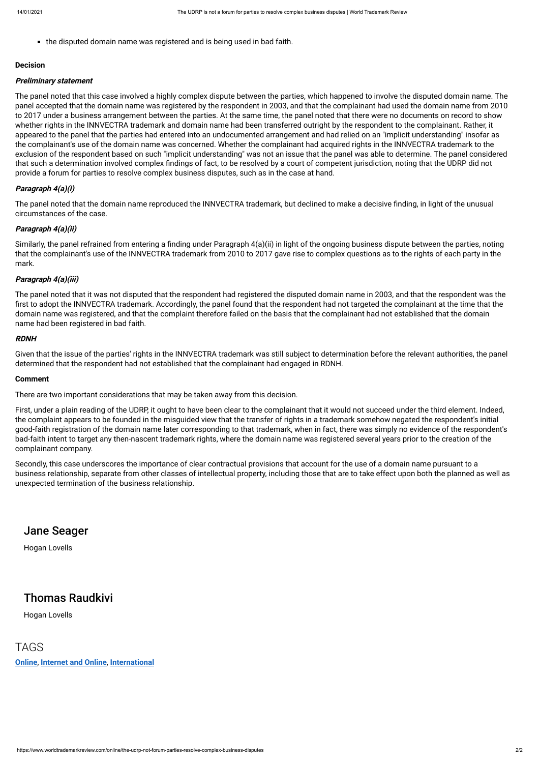- the disputed domain name was registered and is being used in bad faith.

**Decision**

***Preliminary statement***

The panel noted that this case involved a highly complex dispute between the parties, which happened to involve the disputed domain name. The panel accepted that the domain name was registered by the respondent in 2003, and that the complainant had used the domain name from 2010 to 2017 under a business arrangement between the parties. At the same time, the panel noted that there were no documents on record to show whether rights in the INNVECTRA trademark and domain name had been transferred outright by the respondent to the complainant. Rather, it appeared to the panel that the parties had entered into an undocumented arrangement and had relied on an "implicit understanding" insofar as the complainant's use of the domain name was concerned. Whether the complainant had acquired rights in the INNVECTRA trademark to the exclusion of the respondent based on such "implicit understanding" was not an issue that the panel was able to determine. The panel considered that such a determination involved complex findings of fact, to be resolved by a court of competent jurisdiction, noting that the UDRP did not provide a forum for parties to resolve complex business disputes, such as in the case at hand.

***Paragraph 4(a)(i)***

The panel noted that the domain name reproduced the INNVECTRA trademark, but declined to make a decisive finding, in light of the unusual circumstances of the case.

***Paragraph 4(a)(ii)***

Similarly, the panel refrained from entering a finding under Paragraph 4(a)(ii) in light of the ongoing business dispute between the parties, noting that the complainant's use of the INNVECTRA trademark from 2010 to 2017 gave rise to complex questions as to the rights of each party in the mark.

***Paragraph 4(a)(iii)***

The panel noted that it was not disputed that the respondent had registered the disputed domain name in 2003, and that the respondent was the first to adopt the INNVECTRA trademark. Accordingly, the panel found that the respondent had not targeted the complainant at the time that the domain name was registered, and that the complaint therefore failed on the basis that the complainant had not established that the domain name had been registered in bad faith.

***RDNH***

Given that the issue of the parties' rights in the INNVECTRA trademark was still subject to determination before the relevant authorities, the panel determined that the respondent had not established that the complainant had engaged in RDNH.

**Comment**

There are two important considerations that may be taken away from this decision.

First, under a plain reading of the UDRP, it ought to have been clear to the complainant that it would not succeed under the third element. Indeed, the complaint appears to be founded in the misguided view that the transfer of rights in a trademark somehow negated the respondent's initial good-faith registration of the domain name later corresponding to that trademark, when in fact, there was simply no evidence of the respondent's bad-faith intent to target any then-nascent trademark rights, where the domain name was registered several years prior to the creation of the complainant company.

Secondly, this case underscores the importance of clear contractual provisions that account for the use of a domain name pursuant to a business relationship, separate from other classes of intellectual property, including those that are to take effect upon both the planned as well as unexpected termination of the business relationship.

## Jane Seager

Hogan Lovells

## Thomas Raudkivi

Hogan Lovells

## TAGS

**Online**, **Internet and Online**, **International**